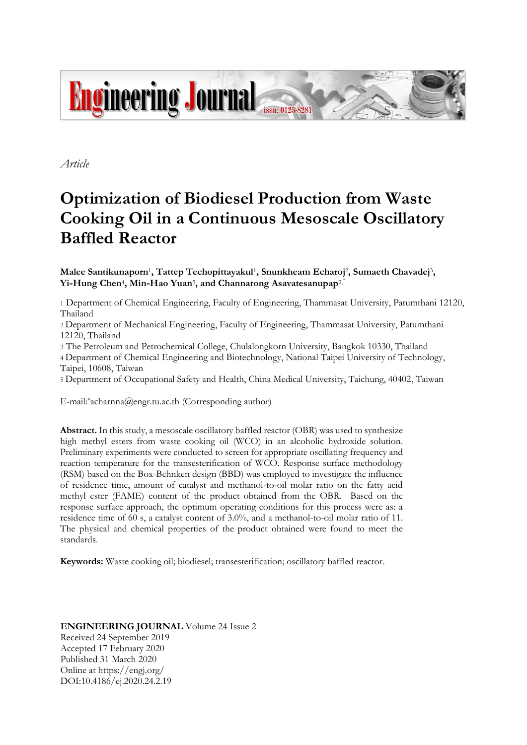*Article*

# Optimization of Biodiesel Production from Waste Cooking Oil in a Continuous Mesoscale Oscillatory Baffled Reactor

**Malee Santikunaporn[1], Tattep Techopittayakul[1], Snunkheam Echaroj[2], Sumaeth Chavadej[3], Yi-Hung Chen[4], Min-Hao Yuan[5], and Channarong Asavatesanupap[2,*]**

1 Department of Chemical Engineering, Faculty of Engineering, Thammasat University, Patumthani 12120, Thailand

2 Department of Mechanical Engineering, Faculty of Engineering, Thammasat University, Patumthani 12120, Thailand

3 The Petroleum and Petrochemical College, Chulalongkorn University, Bangkok 10330, Thailand

4 Department of Chemical Engineering and Biotechnology, National Taipei University of Technology, Taipei, 10608, Taiwan

5 Department of Occupational Safety and Health, China Medical University, Taichung, 40402, Taiwan

E-mail:*acharnna@engr.tu.ac.th (Corresponding author)

**Abstract.** In this study, a mesoscale oscillatory baffled reactor (OBR) was used to synthesize high methyl esters from waste cooking oil (WCO) in an alcoholic hydroxide solution. Preliminary experiments were conducted to screen for appropriate oscillating frequency and reaction temperature for the transesterification of WCO. Response surface methodology (RSM) based on the Box-Behnken design (BBD) was employed to investigate the influence of residence time, amount of catalyst and methanol-to-oil molar ratio on the fatty acid methyl ester (FAME) content of the product obtained from the OBR. Based on the response surface approach, the optimum operating conditions for this process were as: a residence time of 60 s, a catalyst content of 3.0%, and a methanol-to-oil molar ratio of 11. The physical and chemical properties of the product obtained were found to meet the standards.

**Keywords:** Waste cooking oil; biodiesel; transesterification; oscillatory baffled reactor.

**ENGINEERING JOURNAL** Volume 24 Issue 2
Received 24 September 2019
Accepted 17 February 2020
Published 31 March 2020
Online at https://engj.org/
DOI:10.4186/ej.2020.24.2.19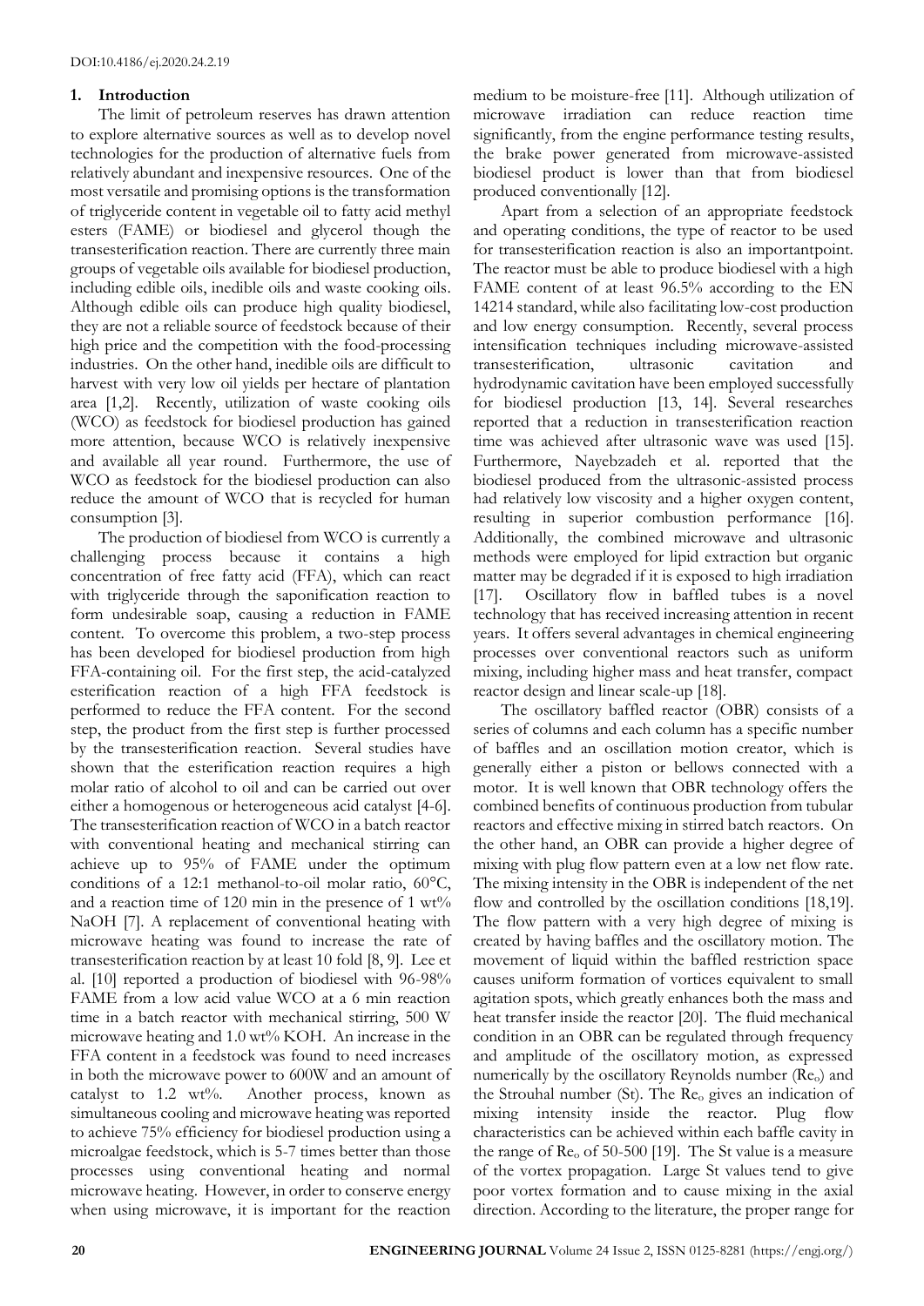## 1. Introduction

The limit of petroleum reserves has drawn attention to explore alternative sources as well as to develop novel technologies for the production of alternative fuels from relatively abundant and inexpensive resources. One of the most versatile and promising options is the transformation of triglyceride content in vegetable oil to fatty acid methyl esters (FAME) or biodiesel and glycerol though the transesterification reaction. There are currently three main groups of vegetable oils available for biodiesel production, including edible oils, inedible oils and waste cooking oils. Although edible oils can produce high quality biodiesel, they are not a reliable source of feedstock because of their high price and the competition with the food-processing industries. On the other hand, inedible oils are difficult to harvest with very low oil yields per hectare of plantation area [1,2]. Recently, utilization of waste cooking oils (WCO) as feedstock for biodiesel production has gained more attention, because WCO is relatively inexpensive and available all year round. Furthermore, the use of WCO as feedstock for the biodiesel production can also reduce the amount of WCO that is recycled for human consumption [3].

The production of biodiesel from WCO is currently a challenging process because it contains a high concentration of free fatty acid (FFA), which can react with triglyceride through the saponification reaction to form undesirable soap, causing a reduction in FAME content. To overcome this problem, a two-step process has been developed for biodiesel production from high FFA-containing oil. For the first step, the acid-catalyzed esterification reaction of a high FFA feedstock is performed to reduce the FFA content. For the second step, the product from the first step is further processed by the transesterification reaction. Several studies have shown that the esterification reaction requires a high molar ratio of alcohol to oil and can be carried out over either a homogenous or heterogeneous acid catalyst [4-6]. The transesterification reaction of WCO in a batch reactor with conventional heating and mechanical stirring can achieve up to 95% of FAME under the optimum conditions of a 12:1 methanol-to-oil molar ratio, 60°C, and a reaction time of 120 min in the presence of 1 wt% NaOH [7]. A replacement of conventional heating with microwave heating was found to increase the rate of transesterification reaction by at least 10 fold [8, 9]. Lee et al. [10] reported a production of biodiesel with 96-98% FAME from a low acid value WCO at a 6 min reaction time in a batch reactor with mechanical stirring, 500 W microwave heating and 1.0 wt% KOH. An increase in the FFA content in a feedstock was found to need increases in both the microwave power to 600W and an amount of catalyst to 1.2 wt%. Another process, known as simultaneous cooling and microwave heating was reported to achieve 75% efficiency for biodiesel production using a microalgae feedstock, which is 5-7 times better than those processes using conventional heating and normal microwave heating. However, in order to conserve energy when using microwave, it is important for the reaction medium to be moisture-free [11]. Although utilization of microwave irradiation can reduce reaction time significantly, from the engine performance testing results, the brake power generated from microwave-assisted biodiesel product is lower than that from biodiesel produced conventionally [12].

Apart from a selection of an appropriate feedstock and operating conditions, the type of reactor to be used for transesterification reaction is also an importantpoint. The reactor must be able to produce biodiesel with a high FAME content of at least 96.5% according to the EN 14214 standard, while also facilitating low-cost production and low energy consumption. Recently, several process intensification techniques including microwave-assisted transesterification, ultrasonic cavitation and hydrodynamic cavitation have been employed successfully for biodiesel production [13, 14]. Several researches reported that a reduction in transesterification reaction time was achieved after ultrasonic wave was used [15]. Furthermore, Nayebzadeh et al. reported that the biodiesel produced from the ultrasonic-assisted process had relatively low viscosity and a higher oxygen content, resulting in superior combustion performance [16]. Additionally, the combined microwave and ultrasonic methods were employed for lipid extraction but organic matter may be degraded if it is exposed to high irradiation [17]. Oscillatory flow in baffled tubes is a novel technology that has received increasing attention in recent years. It offers several advantages in chemical engineering processes over conventional reactors such as uniform mixing, including higher mass and heat transfer, compact reactor design and linear scale-up [18].

The oscillatory baffled reactor (OBR) consists of a series of columns and each column has a specific number of baffles and an oscillation motion creator, which is generally either a piston or bellows connected with a motor. It is well known that OBR technology offers the combined benefits of continuous production from tubular reactors and effective mixing in stirred batch reactors. On the other hand, an OBR can provide a higher degree of mixing with plug flow pattern even at a low net flow rate. The mixing intensity in the OBR is independent of the net flow and controlled by the oscillation conditions [18,19]. The flow pattern with a very high degree of mixing is created by having baffles and the oscillatory motion. The movement of liquid within the baffled restriction space causes uniform formation of vortices equivalent to small agitation spots, which greatly enhances both the mass and heat transfer inside the reactor [20]. The fluid mechanical condition in an OBR can be regulated through frequency and amplitude of the oscillatory motion, as expressed numerically by the oscillatory Reynolds number ($Re_o$) and the Strouhal number (St). The $Re_o$ gives an indication of mixing intensity inside the reactor. Plug flow characteristics can be achieved within each baffle cavity in the range of $Re_o$ of 50-500 [19]. The St value is a measure of the vortex propagation. Large St values tend to give poor vortex formation and to cause mixing in the axial direction. According to the literature, the proper range for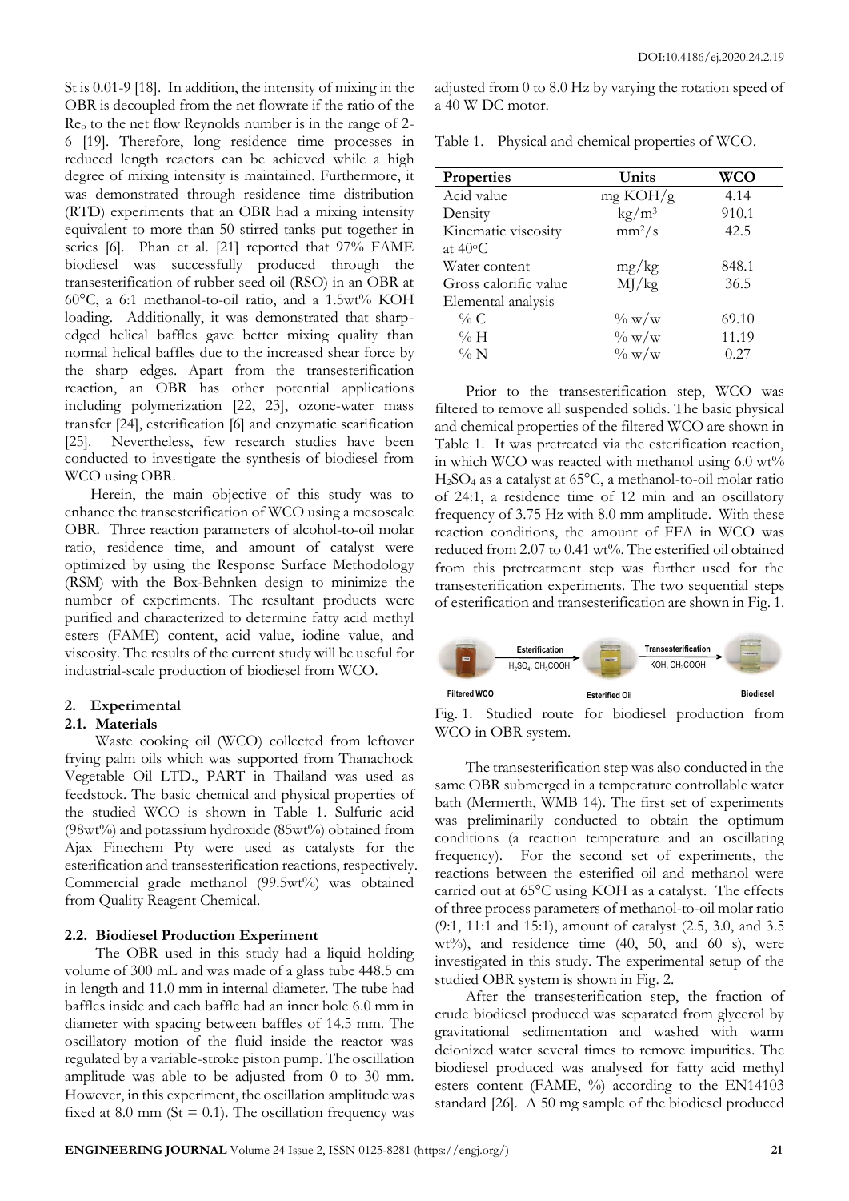St is 0.01-9 [18]. In addition, the intensity of mixing in the OBR is decoupled from the net flowrate if the ratio of the $Re_o$ to the net flow Reynolds number is in the range of 2-6 [19]. Therefore, long residence time processes in reduced length reactors can be achieved while a high degree of mixing intensity is maintained. Furthermore, it was demonstrated through residence time distribution (RTD) experiments that an OBR had a mixing intensity equivalent to more than 50 stirred tanks put together in series [6]. Phan et al. [21] reported that 97% FAME biodiesel was successfully produced through the transesterification of rubber seed oil (RSO) in an OBR at 60°C, a 6:1 methanol-to-oil ratio, and a 1.5wt% KOH loading. Additionally, it was demonstrated that sharp-edged helical baffles gave better mixing quality than normal helical baffles due to the increased shear force by the sharp edges. Apart from the transesterification reaction, an OBR has other potential applications including polymerization [22, 23], ozone-water mass transfer [24], esterification [6] and enzymatic scarification [25]. Nevertheless, few research studies have been conducted to investigate the synthesis of biodiesel from WCO using OBR.

Herein, the main objective of this study was to enhance the transesterification of WCO using a mesoscale OBR. Three reaction parameters of alcohol-to-oil molar ratio, residence time, and amount of catalyst were optimized by using the Response Surface Methodology (RSM) with the Box-Behnken design to minimize the number of experiments. The resultant products were purified and characterized to determine fatty acid methyl esters (FAME) content, acid value, iodine value, and viscosity. The results of the current study will be useful for industrial-scale production of biodiesel from WCO.

## 2. Experimental

### 2.1. Materials

Waste cooking oil (WCO) collected from leftover frying palm oils which was supported from Thanachock Vegetable Oil LTD., PART in Thailand was used as feedstock. The basic chemical and physical properties of the studied WCO is shown in Table 1. Sulfuric acid (98wt%) and potassium hydroxide (85wt%) obtained from Ajax Finechem Pty were used as catalysts for the esterification and transesterification reactions, respectively. Commercial grade methanol (99.5wt%) was obtained from Quality Reagent Chemical.

### 2.2. Biodiesel Production Experiment

The OBR used in this study had a liquid holding volume of 300 mL and was made of a glass tube 448.5 cm in length and 11.0 mm in internal diameter. The tube had baffles inside and each baffle had an inner hole 6.0 mm in diameter with spacing between baffles of 14.5 mm. The oscillatory motion of the fluid inside the reactor was regulated by a variable-stroke piston pump. The oscillation amplitude was able to be adjusted from 0 to 30 mm. However, in this experiment, the oscillation amplitude was fixed at 8.0 mm (St = 0.1). The oscillation frequency was adjusted from 0 to 8.0 Hz by varying the rotation speed of a 40 W DC motor.

Table 1. Physical and chemical properties of WCO.

| Properties | Units | WCO |
|---|---|---|
| Acid value | mg KOH/g | 4.14 |
| Density | kg/m$^3$ | 910.1 |
| Kinematic viscosity at 40°C | mm$^2$/s | 42.5 |
| Water content | mg/kg | 848.1 |
| Gross calorific value | MJ/kg | 36.5 |
| Elemental analysis | | |
| % C | % w/w | 69.10 |
| % H | % w/w | 11.19 |
| % N | % w/w | 0.27 |

Prior to the transesterification step, WCO was filtered to remove all suspended solids. The basic physical and chemical properties of the filtered WCO are shown in Table 1. It was pretreated via the esterification reaction, in which WCO was reacted with methanol using 6.0 wt% $H_2SO_4$ as a catalyst at 65°C, a methanol-to-oil molar ratio of 24:1, a residence time of 12 min and an oscillatory frequency of 3.75 Hz with 8.0 mm amplitude. With these reaction conditions, the amount of FFA in WCO was reduced from 2.07 to 0.41 wt%. The esterified oil obtained from this pretreatment step was further used for the transesterification experiments. The two sequential steps of esterification and transesterification are shown in Fig. 1.

Filtered WCO → Esterification ($H_2SO_4$, $CH_3COOH$) → Esterified Oil → Transesterification (KOH, $CH_3COOH$) → Biodiesel

Fig. 1. Studied route for biodiesel production from WCO in OBR system.

The transesterification step was also conducted in the same OBR submerged in a temperature controllable water bath (Mermerth, WMB 14). The first set of experiments was preliminarily conducted to obtain the optimum conditions (a reaction temperature and an oscillating frequency). For the second set of experiments, the reactions between the esterified oil and methanol were carried out at 65°C using KOH as a catalyst. The effects of three process parameters of methanol-to-oil molar ratio (9:1, 11:1 and 15:1), amount of catalyst (2.5, 3.0, and 3.5 wt%), and residence time (40, 50, and 60 s), were investigated in this study. The experimental setup of the studied OBR system is shown in Fig. 2.

After the transesterification step, the fraction of crude biodiesel produced was separated from glycerol by gravitational sedimentation and washed with warm deionized water several times to remove impurities. The biodiesel produced was analysed for fatty acid methyl esters content (FAME, %) according to the EN14103 standard [26]. A 50 mg sample of the biodiesel produced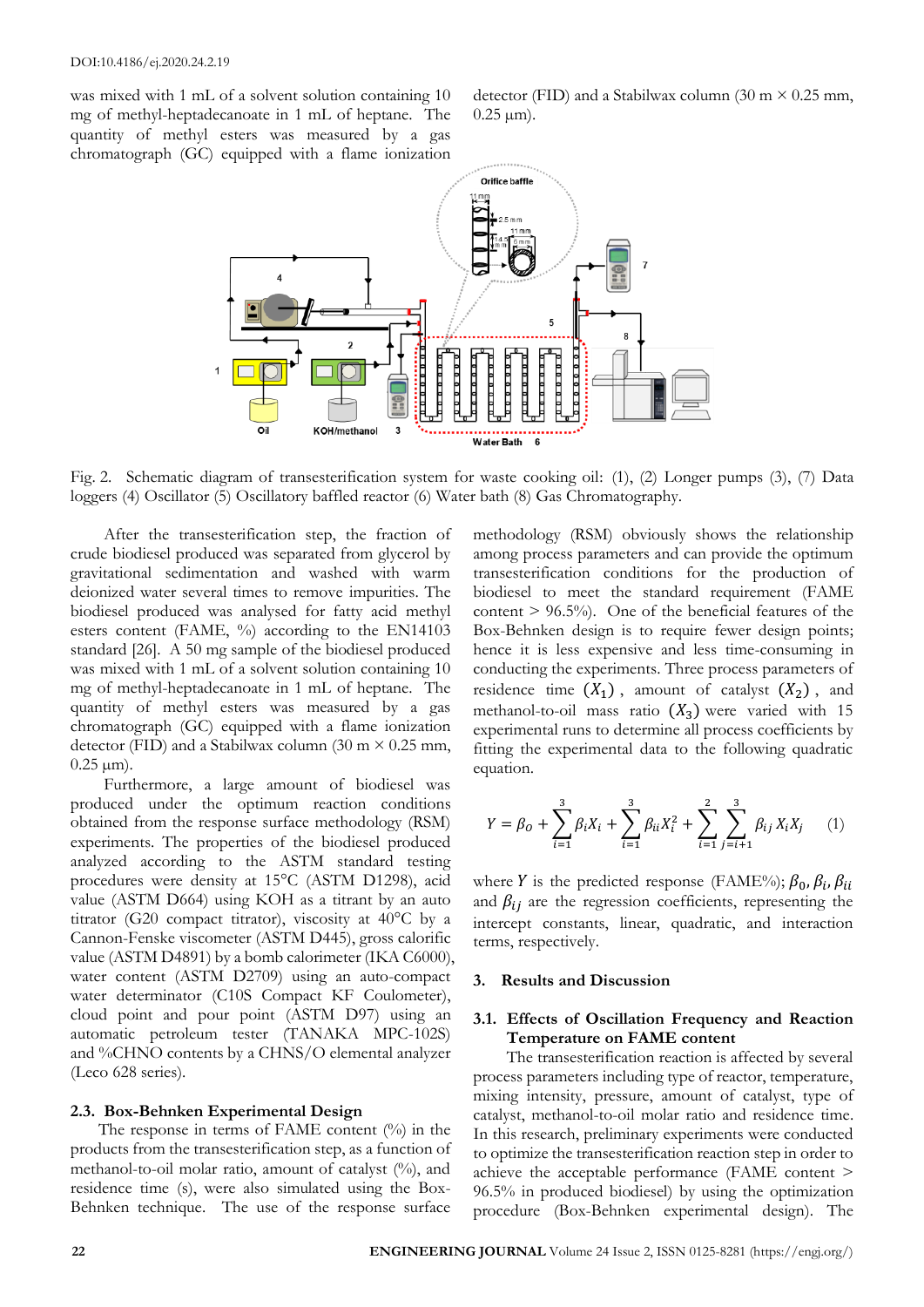was mixed with 1 mL of a solvent solution containing 10 mg of methyl-heptadecanoate in 1 mL of heptane. The quantity of methyl esters was measured by a gas chromatograph (GC) equipped with a flame ionization detector (FID) and a Stabilwax column (30 m × 0.25 mm, 0.25 μm).

Fig. 2. Schematic diagram of transesterification system for waste cooking oil: (1), (2) Longer pumps (3), (7) Data loggers (4) Oscillator (5) Oscillatory baffled reactor (6) Water bath (8) Gas Chromatography.

After the transesterification step, the fraction of crude biodiesel produced was separated from glycerol by gravitational sedimentation and washed with warm deionized water several times to remove impurities. The biodiesel produced was analysed for fatty acid methyl esters content (FAME, %) according to the EN14103 standard [26]. A 50 mg sample of the biodiesel produced was mixed with 1 mL of a solvent solution containing 10 mg of methyl-heptadecanoate in 1 mL of heptane. The quantity of methyl esters was measured by a gas chromatograph (GC) equipped with a flame ionization detector (FID) and a Stabilwax column (30 m × 0.25 mm, 0.25 μm).

Furthermore, a large amount of biodiesel was produced under the optimum reaction conditions obtained from the response surface methodology (RSM) experiments. The properties of the biodiesel produced analyzed according to the ASTM standard testing procedures were density at 15°C (ASTM D1298), acid value (ASTM D664) using KOH as a titrant by an auto titrator (G20 compact titrator), viscosity at 40°C by a Cannon-Fenske viscometer (ASTM D445), gross calorific value (ASTM D4891) by a bomb calorimeter (IKA C6000), water content (ASTM D2709) using an auto-compact water determinator (C10S Compact KF Coulometer), cloud point and pour point (ASTM D97) using an automatic petroleum tester (TANAKA MPC-102S) and %CHNO contents by a CHNS/O elemental analyzer (Leco 628 series).

### 2.3. Box-Behnken Experimental Design

The response in terms of FAME content (%) in the products from the transesterification step, as a function of methanol-to-oil molar ratio, amount of catalyst (%), and residence time (s), were also simulated using the Box-Behnken technique. The use of the response surface methodology (RSM) obviously shows the relationship among process parameters and can provide the optimum transesterification conditions for the production of biodiesel to meet the standard requirement (FAME content > 96.5%). One of the beneficial features of the Box-Behnken design is to require fewer design points; hence it is less expensive and less time-consuming in conducting the experiments. Three process parameters of residence time $(X_1)$, amount of catalyst $(X_2)$, and methanol-to-oil mass ratio $(X_3)$ were varied with 15 experimental runs to determine all process coefficients by fitting the experimental data to the following quadratic equation.

$$Y = \beta_o + \sum_{i=1}^{3} \beta_i X_i + \sum_{i=1}^{3} \beta_{ii} X_i^2 + \sum_{i=1}^{2} \sum_{j=i+1}^{3} \beta_{ij} X_i X_j \quad (1)$$

where $Y$ is the predicted response (FAME%); $\beta_0, \beta_i, \beta_{ii}$ and $\beta_{ij}$ are the regression coefficients, representing the intercept constants, linear, quadratic, and interaction terms, respectively.

## 3. Results and Discussion

### 3.1. Effects of Oscillation Frequency and Reaction Temperature on FAME content

The transesterification reaction is affected by several process parameters including type of reactor, temperature, mixing intensity, pressure, amount of catalyst, type of catalyst, methanol-to-oil molar ratio and residence time. In this research, preliminary experiments were conducted to optimize the transesterification reaction step in order to achieve the acceptable performance (FAME content > 96.5% in produced biodiesel) by using the optimization procedure (Box-Behnken experimental design). The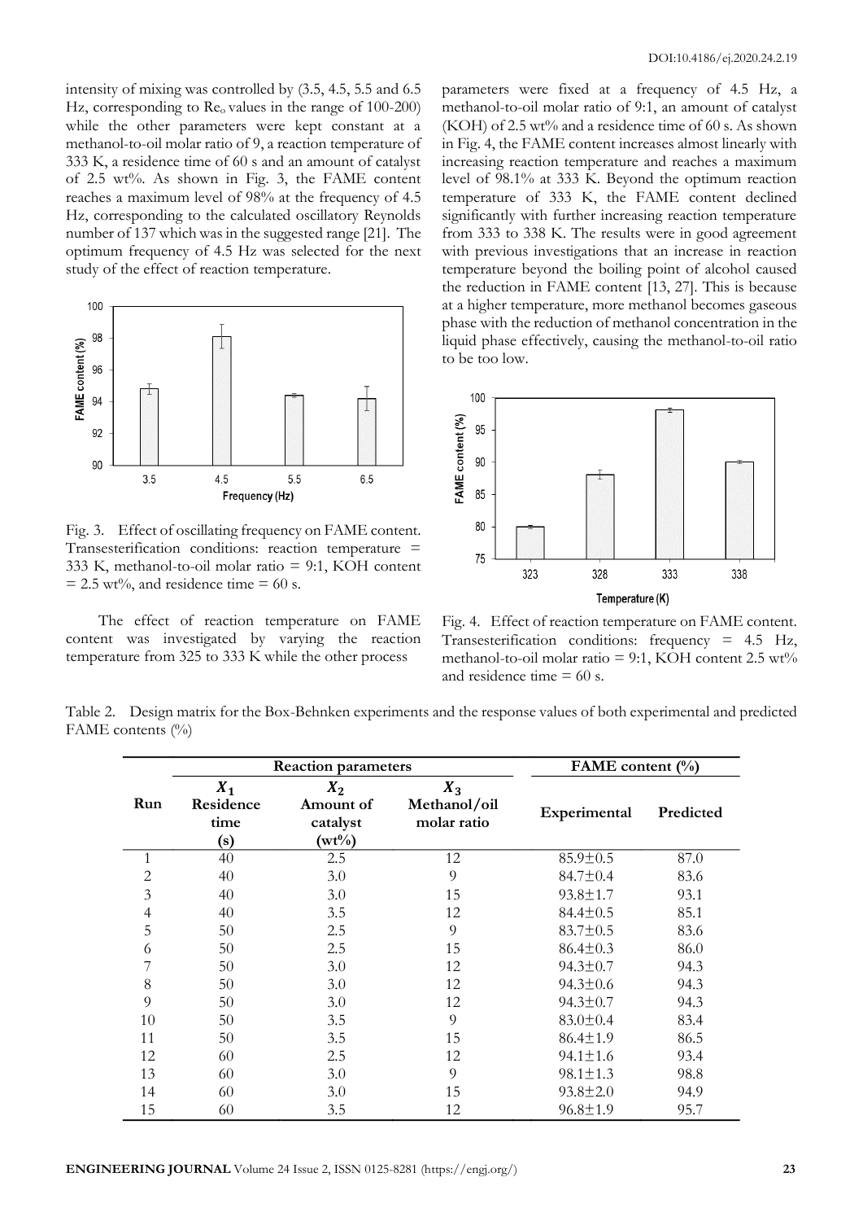intensity of mixing was controlled by (3.5, 4.5, 5.5 and 6.5 Hz, corresponding to $Re_o$ values in the range of 100-200) while the other parameters were kept constant at a methanol-to-oil molar ratio of 9, a reaction temperature of 333 K, a residence time of 60 s and an amount of catalyst of 2.5 wt%. As shown in Fig. 3, the FAME content reaches a maximum level of 98% at the frequency of 4.5 Hz, corresponding to the calculated oscillatory Reynolds number of 137 which was in the suggested range [21]. The optimum frequency of 4.5 Hz was selected for the next study of the effect of reaction temperature.

Fig. 3. Effect of oscillating frequency on FAME content. Transesterification conditions: reaction temperature = 333 K, methanol-to-oil molar ratio = 9:1, KOH content = 2.5 wt%, and residence time = 60 s.

The effect of reaction temperature on FAME content was investigated by varying the reaction temperature from 325 to 333 K while the other process parameters were fixed at a frequency of 4.5 Hz, a methanol-to-oil molar ratio of 9:1, an amount of catalyst (KOH) of 2.5 wt% and a residence time of 60 s. As shown in Fig. 4, the FAME content increases almost linearly with increasing reaction temperature and reaches a maximum level of 98.1% at 333 K. Beyond the optimum reaction temperature of 333 K, the FAME content declined significantly with further increasing reaction temperature from 333 to 338 K. The results were in good agreement with previous investigations that an increase in reaction temperature beyond the boiling point of alcohol caused the reduction in FAME content [13, 27]. This is because at a higher temperature, more methanol becomes gaseous phase with the reduction of methanol concentration in the liquid phase effectively, causing the methanol-to-oil ratio to be too low.

Fig. 4. Effect of reaction temperature on FAME content. Transesterification conditions: frequency = 4.5 Hz, methanol-to-oil molar ratio = 9:1, KOH content 2.5 wt% and residence time = 60 s.

Table 2. Design matrix for the Box-Behnken experiments and the response values of both experimental and predicted FAME contents (%)

| Run | Reaction parameters | | | FAME content (%) | |
|---|---|---|---|---|---|
| | $X_1$ Residence time (s) | $X_2$ Amount of catalyst (wt%) | $X_3$ Methanol/oil molar ratio | Experimental | Predicted |
| 1 | 40 | 2.5 | 12 | 85.9±0.5 | 87.0 |
| 2 | 40 | 3.0 | 9 | 84.7±0.4 | 83.6 |
| 3 | 40 | 3.0 | 15 | 93.8±1.7 | 93.1 |
| 4 | 40 | 3.5 | 12 | 84.4±0.5 | 85.1 |
| 5 | 50 | 2.5 | 9 | 83.7±0.5 | 83.6 |
| 6 | 50 | 2.5 | 15 | 86.4±0.3 | 86.0 |
| 7 | 50 | 3.0 | 12 | 94.3±0.7 | 94.3 |
| 8 | 50 | 3.0 | 12 | 94.3±0.6 | 94.3 |
| 9 | 50 | 3.0 | 12 | 94.3±0.7 | 94.3 |
| 10 | 50 | 3.5 | 9 | 83.0±0.4 | 83.4 |
| 11 | 50 | 3.5 | 15 | 86.4±1.9 | 86.5 |
| 12 | 60 | 2.5 | 12 | 94.1±1.6 | 93.4 |
| 13 | 60 | 3.0 | 9 | 98.1±1.3 | 98.8 |
| 14 | 60 | 3.0 | 15 | 93.8±2.0 | 94.9 |
| 15 | 60 | 3.5 | 12 | 96.8±1.9 | 95.7 |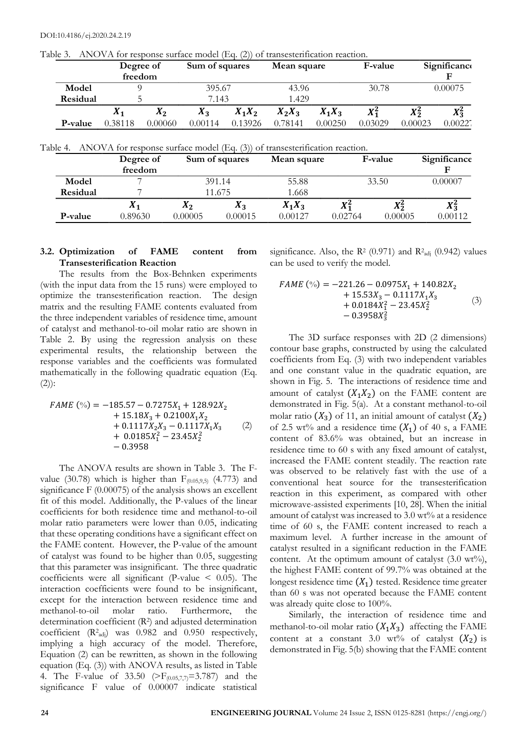Table 3. ANOVA for response surface model (Eq. (2)) of transesterification reaction.

| | Degree of freedom | Sum of squares | Mean square | F-value | Significance F |
|---|---|---|---|---|---|
| **Model** | 9 | 395.67 | 43.96 | 30.78 | 0.00075 |
| **Residual** | 5 | 7.143 | 1.429 | | |

| | $X_1$ | $X_2$ | $X_3$ | $X_1X_2$ | $X_2X_3$ | $X_1X_3$ | $X_1^2$ | $X_2^2$ | $X_3^2$ |
|---|---|---|---|---|---|---|---|---|---|
| **P-value** | 0.38118 | 0.00060 | 0.00114 | 0.13926 | 0.78141 | 0.00250 | 0.03029 | 0.00023 | 0.00227 |

Table 4. ANOVA for response surface model (Eq. (3)) of transesterification reaction.

| | Degree of freedom | Sum of squares | Mean square | F-value | Significance F |
|---|---|---|---|---|---|
| **Model** | 7 | 391.14 | 55.88 | 33.50 | 0.00007 |
| **Residual** | 7 | 11.675 | 1.668 | | |

| | $X_1$ | $X_2$ | $X_3$ | $X_1X_3$ | $X_1^2$ | $X_2^2$ | $X_3^2$ |
|---|---|---|---|---|---|---|---|
| **P-value** | 0.89630 | 0.00005 | 0.00015 | 0.00127 | 0.02764 | 0.00005 | 0.00112 |

### 3.2. Optimization of FAME content from Transesterification Reaction

The results from the Box-Behnken experiments (with the input data from the 15 runs) were employed to optimize the transesterification reaction. The design matrix and the resulting FAME contents evaluated from the three independent variables of residence time, amount of catalyst and methanol-to-oil molar ratio are shown in Table 2. By using the regression analysis on these experimental results, the relationship between the response variables and the coefficients was formulated mathematically in the following quadratic equation (Eq. (2)):

$$FAME\ (\%) = -185.57 - 0.7275X_1 + 128.92X_2 + 15.18X_3 + 0.2100X_1X_2 + 0.1117X_2X_3 - 0.1117X_1X_3 + 0.0185X_1^2 - 23.45X_2^2 - 0.3958 \quad (2)$$

The ANOVA results are shown in Table 3. The F-value (30.78) which is higher than $F_{(0.05,9,5)}$ (4.773) and significance F (0.00075) of the analysis shows an excellent fit of this model. Additionally, the P-values of the linear coefficients for both residence time and methanol-to-oil molar ratio parameters were lower than 0.05, indicating that these operating conditions have a significant effect on the FAME content. However, the P-value of the amount of catalyst was found to be higher than 0.05, suggesting that this parameter was insignificant. The three quadratic coefficients were all significant (P-value < 0.05). The interaction coefficients were found to be insignificant, except for the interaction between residence time and methanol-to-oil molar ratio. Furthermore, the determination coefficient ($R^2$) and adjusted determination coefficient ($R^2_{adj}$) was 0.982 and 0.950 respectively, implying a high accuracy of the model. Therefore, Equation (2) can be rewritten, as shown in the following equation (Eq. (3)) with ANOVA results, as listed in Table 4. The F-value of 33.50 ($>F_{(0.05,7,7)}=3.787$) and the significance F value of 0.00007 indicate statistical significance. Also, the $R^2$ (0.971) and $R^2_{adj}$ (0.942) values can be used to verify the model.

$$FAME\ (\%) = -221.26 - 0.0975X_1 + 140.82X_2 + 15.53X_3 - 0.1117X_1X_3 + 0.0184X_1^2 - 23.45X_2^2 - 0.3958X_3^2 \quad (3)$$

The 3D surface responses with 2D (2 dimensions) contour base graphs, constructed by using the calculated coefficients from Eq. (3) with two independent variables and one constant value in the quadratic equation, are shown in Fig. 5. The interactions of residence time and amount of catalyst $(X_1X_2)$ on the FAME content are demonstrated in Fig. 5(a). At a constant methanol-to-oil molar ratio $(X_3)$ of 11, an initial amount of catalyst $(X_2)$ of 2.5 wt% and a residence time $(X_1)$ of 40 s, a FAME content of 83.6% was obtained, but an increase in residence time to 60 s with any fixed amount of catalyst, increased the FAME content steadily. The reaction rate was observed to be relatively fast with the use of a conventional heat source for the transesterification reaction in this experiment, as compared with other microwave-assisted experiments [10, 28]. When the initial amount of catalyst was increased to 3.0 wt% at a residence time of 60 s, the FAME content increased to reach a maximum level. A further increase in the amount of catalyst resulted in a significant reduction in the FAME content. At the optimum amount of catalyst (3.0 wt%), the highest FAME content of 99.7% was obtained at the longest residence time $(X_1)$ tested. Residence time greater than 60 s was not operated because the FAME content was already quite close to 100%.

Similarly, the interaction of residence time and methanol-to-oil molar ratio $(X_1X_3)$ affecting the FAME content at a constant 3.0 wt% of catalyst $(X_2)$ is demonstrated in Fig. 5(b) showing that the FAME content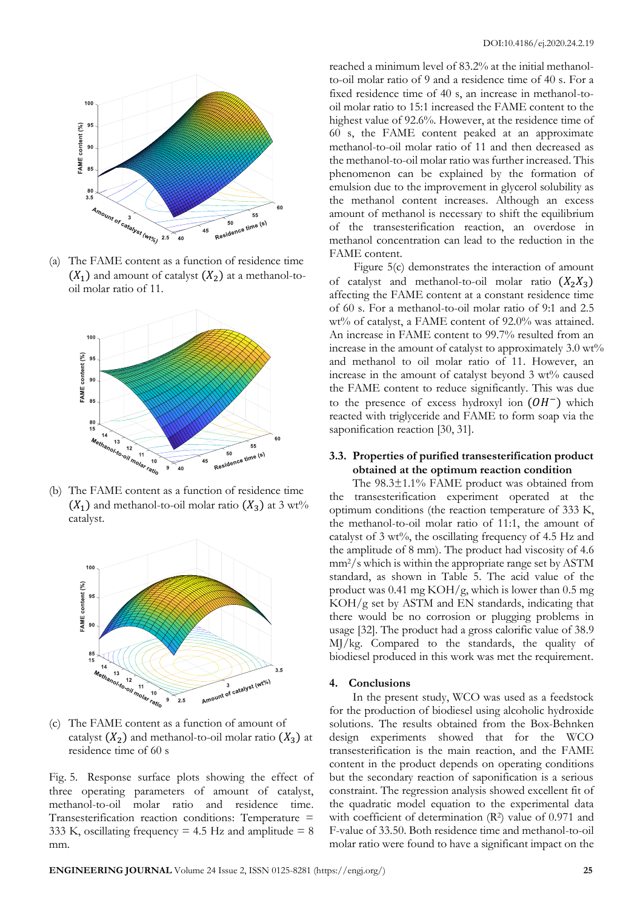(a) The FAME content as a function of residence time $(X_1)$ and amount of catalyst $(X_2)$ at a methanol-to-oil molar ratio of 11.

(b) The FAME content as a function of residence time $(X_1)$ and methanol-to-oil molar ratio $(X_3)$ at 3 wt% catalyst.

(c) The FAME content as a function of amount of catalyst $(X_2)$ and methanol-to-oil molar ratio $(X_3)$ at residence time of 60 s

Fig. 5. Response surface plots showing the effect of three operating parameters of amount of catalyst, methanol-to-oil molar ratio and residence time. Transesterification reaction conditions: Temperature = 333 K, oscillating frequency = 4.5 Hz and amplitude = 8 mm.

reached a minimum level of 83.2% at the initial methanol-to-oil molar ratio of 9 and a residence time of 40 s. For a fixed residence time of 40 s, an increase in methanol-to-oil molar ratio to 15:1 increased the FAME content to the highest value of 92.6%. However, at the residence time of 60 s, the FAME content peaked at an approximate methanol-to-oil molar ratio of 11 and then decreased as the methanol-to-oil molar ratio was further increased. This phenomenon can be explained by the formation of emulsion due to the improvement in glycerol solubility as the methanol content increases. Although an excess amount of methanol is necessary to shift the equilibrium of the transesterification reaction, an overdose in methanol concentration can lead to the reduction in the FAME content.

Figure 5(c) demonstrates the interaction of amount of catalyst and methanol-to-oil molar ratio $(X_2X_3)$ affecting the FAME content at a constant residence time of 60 s. For a methanol-to-oil molar ratio of 9:1 and 2.5 wt% of catalyst, a FAME content of 92.0% was attained. An increase in FAME content to 99.7% resulted from an increase in the amount of catalyst to approximately 3.0 wt% and methanol to oil molar ratio of 11. However, an increase in the amount of catalyst beyond 3 wt% caused the FAME content to reduce significantly. This was due to the presence of excess hydroxyl ion $(OH^-)$ which reacted with triglyceride and FAME to form soap via the saponification reaction [30, 31].

### 3.3. Properties of purified transesterification product obtained at the optimum reaction condition

The 98.3±1.1% FAME product was obtained from the transesterification experiment operated at the optimum conditions (the reaction temperature of 333 K, the methanol-to-oil molar ratio of 11:1, the amount of catalyst of 3 wt%, the oscillating frequency of 4.5 Hz and the amplitude of 8 mm). The product had viscosity of 4.6 $mm^2/s$ which is within the appropriate range set by ASTM standard, as shown in Table 5. The acid value of the product was 0.41 mg KOH/g, which is lower than 0.5 mg KOH/g set by ASTM and EN standards, indicating that there would be no corrosion or plugging problems in usage [32]. The product had a gross calorific value of 38.9 MJ/kg. Compared to the standards, the quality of biodiesel produced in this work was met the requirement.

## 4. Conclusions

In the present study, WCO was used as a feedstock for the production of biodiesel using alcoholic hydroxide solutions. The results obtained from the Box-Behnken design experiments showed that for the WCO transesterification is the main reaction, and the FAME content in the product depends on operating conditions but the secondary reaction of saponification is a serious constraint. The regression analysis showed excellent fit of the quadratic model equation to the experimental data with coefficient of determination ($R^2$) value of 0.971 and F-value of 33.50. Both residence time and methanol-to-oil molar ratio were found to have a significant impact on the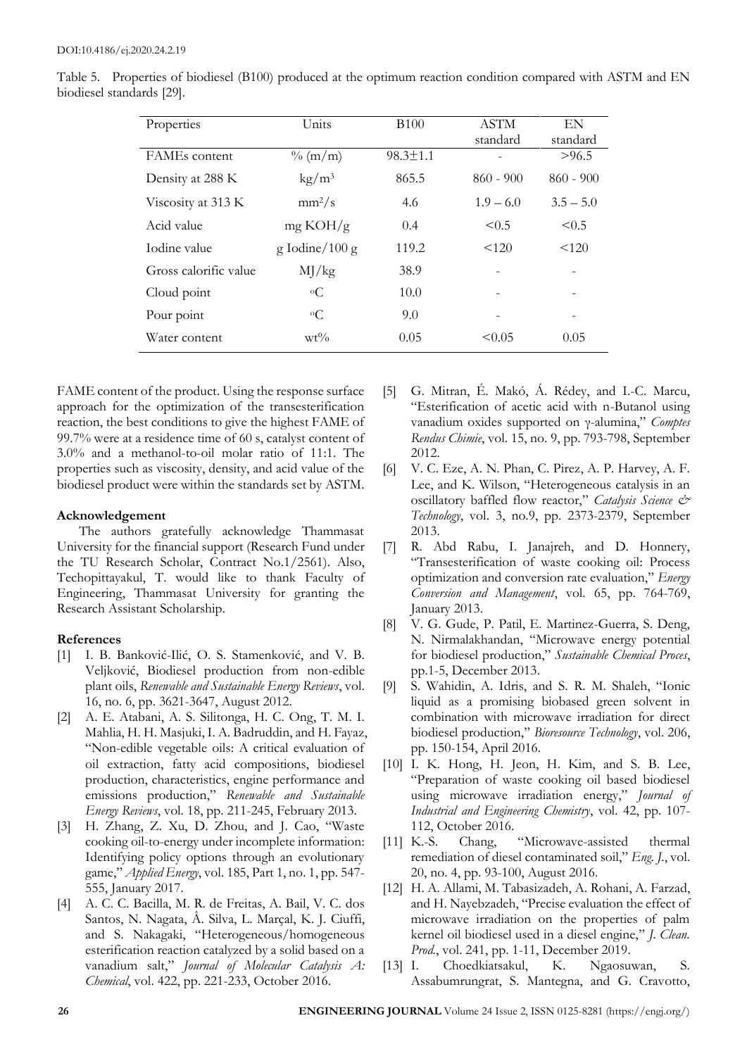Table 5. Properties of biodiesel (B100) produced at the optimum reaction condition compared with ASTM and EN biodiesel standards [29].

| Properties | Units | B100 | ASTM standard | EN standard |
|---|---|---|---|---|
| FAMEs content | % (m/m) | 98.3±1.1 | - | >96.5 |
| Density at 288 K | $kg/m^3$ | 865.5 | 860 - 900 | 860 - 900 |
| Viscosity at 313 K | $mm^2/s$ | 4.6 | 1.9 – 6.0 | 3.5 – 5.0 |
| Acid value | mg KOH/g | 0.4 | <0.5 | <0.5 |
| Iodine value | g Iodine/100 g | 119.2 | <120 | <120 |
| Gross calorific value | MJ/kg | 38.9 | - | - |
| Cloud point | $^{o}C$ | 10.0 | - | - |
| Pour point | $^{o}C$ | 9.0 | - | - |
| Water content | wt% | 0.05 | <0.05 | 0.05 |

FAME content of the product. Using the response surface approach for the optimization of the transesterification reaction, the best conditions to give the highest FAME of 99.7% were at a residence time of 60 s, catalyst content of 3.0% and a methanol-to-oil molar ratio of 11:1. The properties such as viscosity, density, and acid value of the biodiesel product were within the standards set by ASTM.

### Acknowledgement

The authors gratefully acknowledge Thammasat University for the financial support (Research Fund under the TU Research Scholar, Contract No.1/2561). Also, Techopittayakul, T. would like to thank Faculty of Engineering, Thammasat University for granting the Research Assistant Scholarship.

### References

[1] I. B. Banković-Ilić, O. S. Stamenković, and V. B. Veljković, Biodiesel production from non-edible plant oils, *Renewable and Sustainable Energy Reviews*, vol. 16, no. 6, pp. 3621-3647, August 2012.

[2] A. E. Atabani, A. S. Silitonga, H. C. Ong, T. M. I. Mahlia, H. H. Masjuki, I. A. Badruddin, and H. Fayaz, "Non-edible vegetable oils: A critical evaluation of oil extraction, fatty acid compositions, biodiesel production, characteristics, engine performance and emissions production," *Renewable and Sustainable Energy Reviews*, vol. 18, pp. 211-245, February 2013.

[3] H. Zhang, Z. Xu, D. Zhou, and J. Cao, "Waste cooking oil-to-energy under incomplete information: Identifying policy options through an evolutionary game," *Applied Energy*, vol. 185, Part 1, no. 1, pp. 547-555, January 2017.

[4] A. C. C. Bacilla, M. R. de Freitas, A. Bail, V. C. dos Santos, N. Nagata, Â. Silva, L. Marçal, K. J. Ciuffi, and S. Nakagaki, "Heterogeneous/homogeneous esterification reaction catalyzed by a solid based on a vanadium salt," *Journal of Molecular Catalysis A: Chemical*, vol. 422, pp. 221-233, October 2016.

[5] G. Mitran, É. Makó, Á. Rédey, and I.-C. Marcu, "Esterification of acetic acid with n-Butanol using vanadium oxides supported on γ-alumina," *Comptes Rendus Chimie*, vol. 15, no. 9, pp. 793-798, September 2012.

[6] V. C. Eze, A. N. Phan, C. Pirez, A. P. Harvey, A. F. Lee, and K. Wilson, "Heterogeneous catalysis in an oscillatory baffled flow reactor," *Catalysis Science & Technology*, vol. 3, no.9, pp. 2373-2379, September 2013.

[7] R. Abd Rabu, I. Janajreh, and D. Honnery, "Transesterification of waste cooking oil: Process optimization and conversion rate evaluation," *Energy Conversion and Management*, vol. 65, pp. 764-769, January 2013.

[8] V. G. Gude, P. Patil, E. Martinez-Guerra, S. Deng, N. Nirmalakhandan, "Microwave energy potential for biodiesel production," *Sustainable Chemical Proces*, pp.1-5, December 2013.

[9] S. Wahidin, A. Idris, and S. R. M. Shaleh, "Ionic liquid as a promising biobased green solvent in combination with microwave irradiation for direct biodiesel production," *Bioresource Technology*, vol. 206, pp. 150-154, April 2016.

[10] I. K. Hong, H. Jeon, H. Kim, and S. B. Lee, "Preparation of waste cooking oil based biodiesel using microwave irradiation energy," *Journal of Industrial and Engineering Chemistry*, vol. 42, pp. 107-112, October 2016.

[11] K.-S. Chang, "Microwave-assisted thermal remediation of diesel contaminated soil," *Eng. J.*, vol. 20, no. 4, pp. 93-100, August 2016.

[12] H. A. Allami, M. Tabasizadeh, A. Rohani, A. Farzad, and H. Nayebzadeh, "Precise evaluation the effect of microwave irradiation on the properties of palm kernel oil biodiesel used in a diesel engine," *J. Clean. Prod.*, vol. 241, pp. 1-11, December 2019.

[13] I. Choedkiatsakul, K. Ngaosuwan, S. Assabumrungrat, S. Mantegna, and G. Cravotto,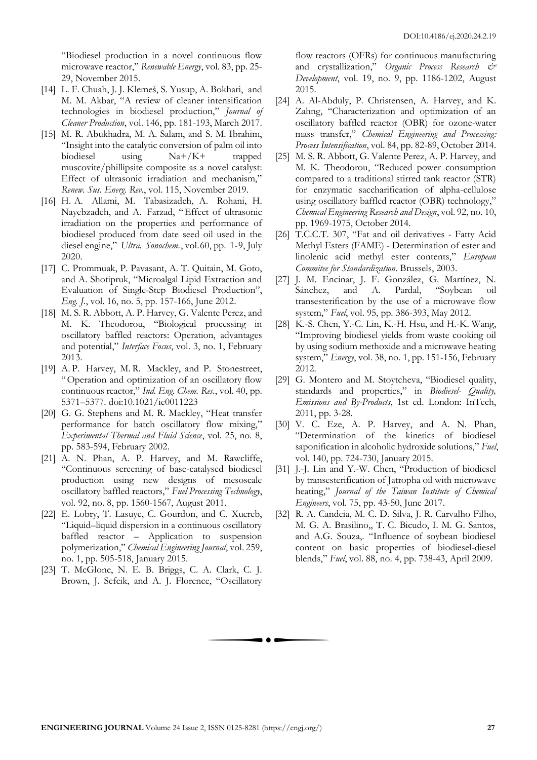"Biodiesel production in a novel continuous flow microwave reactor," *Renewable Energy*, vol. 83, pp. 25-29, November 2015.

[14] L. F. Chuah, J. J. Klemeš, S. Yusup, A. Bokhari, and M. M. Akbar, "A review of cleaner intensification technologies in biodiesel production," *Journal of Cleaner Production*, vol. 146, pp. 181-193, March 2017.

[15] M. R. Abukhadra, M. A. Salam, and S. M. Ibrahim, "Insight into the catalytic conversion of palm oil into biodiesel using Na+/K+ trapped muscovite/phillipsite composite as a novel catalyst: Effect of ultrasonic irradiation and mechanism," *Renew. Sus. Energ. Rev.*, vol. 115, November 2019.

[16] H. A. Allami, M. Tabasizadeh, A. Rohani, H. Nayebzadeh, and A. Farzad, "Effect of ultrasonic irradiation on the properties and performance of biodiesel produced from date seed oil used in the diesel engine," *Ultra. Sonochem.*, vol.60, pp. 1-9, July 2020.

[17] C. Prommuak, P. Pavasant, A. T. Quitain, M. Goto, and A. Shotipruk, "Microalgal Lipid Extraction and Evaluation of Single-Step Biodiesel Production", *Eng. J.*, vol. 16, no. 5, pp. 157-166, June 2012.

[18] M. S. R. Abbott, A. P. Harvey, G. Valente Perez, and M. K. Theodorou, "Biological processing in oscillatory baffled reactors: Operation, advantages and potential," *Interface Focus*, vol. 3, no. 1, February 2013.

[19] A. P. Harvey, M. R. Mackley, and P. Stonestreet, "Operation and optimization of an oscillatory flow continuous reactor," *Ind. Eng. Chem. Res.*, vol. 40, pp. 5371–5377. doi:10.1021/ie0011223

[20] G. G. Stephens and M. R. Mackley, "Heat transfer performance for batch oscillatory flow mixing," *Experimental Thermal and Fluid Science*, vol. 25, no. 8, pp. 583-594, February 2002.

[21] A. N. Phan, A. P. Harvey, and M. Rawcliffe, "Continuous screening of base-catalysed biodiesel production using new designs of mesoscale oscillatory baffled reactors," *Fuel Processing Technology*, vol. 92, no. 8, pp. 1560-1567, August 2011.

[22] E. Lobry, T. Lasuye, C. Gourdon, and C. Xuereb, "Liquid–liquid dispersion in a continuous oscillatory baffled reactor – Application to suspension polymerization," *Chemical Engineering Journal*, vol. 259, no. 1, pp. 505-518, January 2015.

[23] T. McGlone, N. E. B. Briggs, C. A. Clark, C. J. Brown, J. Sefcik, and A. J. Florence, "Oscillatory flow reactors (OFRs) for continuous manufacturing and crystallization," *Organic Process Research & Development*, vol. 19, no. 9, pp. 1186-1202, August 2015.

[24] A. Al-Abduly, P. Christensen, A. Harvey, and K. Zahng, "Characterization and optimization of an oscillatory baffled reactor (OBR) for ozone-water mass transfer," *Chemical Engineering and Processing: Process Intensification*, vol. 84, pp. 82-89, October 2014.

[25] M. S. R. Abbott, G. Valente Perez, A. P. Harvey, and M. K. Theodorou, "Reduced power consumption compared to a traditional stirred tank reactor (STR) for enzymatic saccharification of alpha-cellulose using oscillatory baffled reactor (OBR) technology," *Chemical Engineering Research and Design*, vol. 92, no. 10, pp. 1969-1975, October 2014.

[26] T.C.C.T. 307, "Fat and oil derivatives - Fatty Acid Methyl Esters (FAME) - Determination of ester and linolenic acid methyl ester contents," *European Commitee for Standardization*. Brussels, 2003.

[27] J. M. Encinar, J. F. González, G. Martínez, N. Sánchez, and A. Pardal, "Soybean oil transesterification by the use of a microwave flow system," *Fuel*, vol. 95, pp. 386-393, May 2012.

[28] K.-S. Chen, Y.-C. Lin, K.-H. Hsu, and H.-K. Wang, "Improving biodiesel yields from waste cooking oil by using sodium methoxide and a microwave heating system," *Energy*, vol. 38, no. 1, pp. 151-156, February 2012.

[29] G. Montero and M. Stoytcheva, "Biodiesel quality, standards and properties," in *Biodiesel- Quality, Emissions and By-Products*, 1st ed. London: InTech, 2011, pp. 3-28.

[30] V. C. Eze, A. P. Harvey, and A. N. Phan, "Determination of the kinetics of biodiesel saponification in alcoholic hydroxide solutions," *Fuel*, vol. 140, pp. 724-730, January 2015.

[31] J.-J. Lin and Y.-W. Chen, "Production of biodiesel by transesterification of Jatropha oil with microwave heating," *Journal of the Taiwan Institute of Chemical Engineers*, vol. 75, pp. 43-50, June 2017.

[32] R. A. Candeia, M. C. D. Silva, J. R. Carvalho Filho, M. G. A. Brasilino,, T. C. Bicudo, I. M. G. Santos, and A.G. Souza,. "Influence of soybean biodiesel content on basic properties of biodiesel-diesel blends," *Fuel*, vol. 88, no. 4, pp. 738-43, April 2009.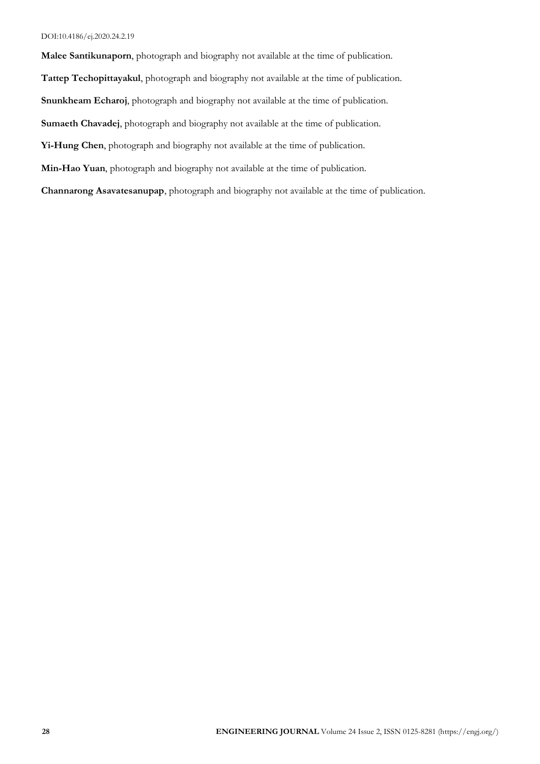**Malee Santikunaporn**, photograph and biography not available at the time of publication.

**Tattep Techopittayakul**, photograph and biography not available at the time of publication.

**Snunkheam Echaroj**, photograph and biography not available at the time of publication.

**Sumaeth Chavadej**, photograph and biography not available at the time of publication.

**Yi-Hung Chen**, photograph and biography not available at the time of publication.

**Min-Hao Yuan**, photograph and biography not available at the time of publication.

**Channarong Asavatesanupap**, photograph and biography not available at the time of publication.